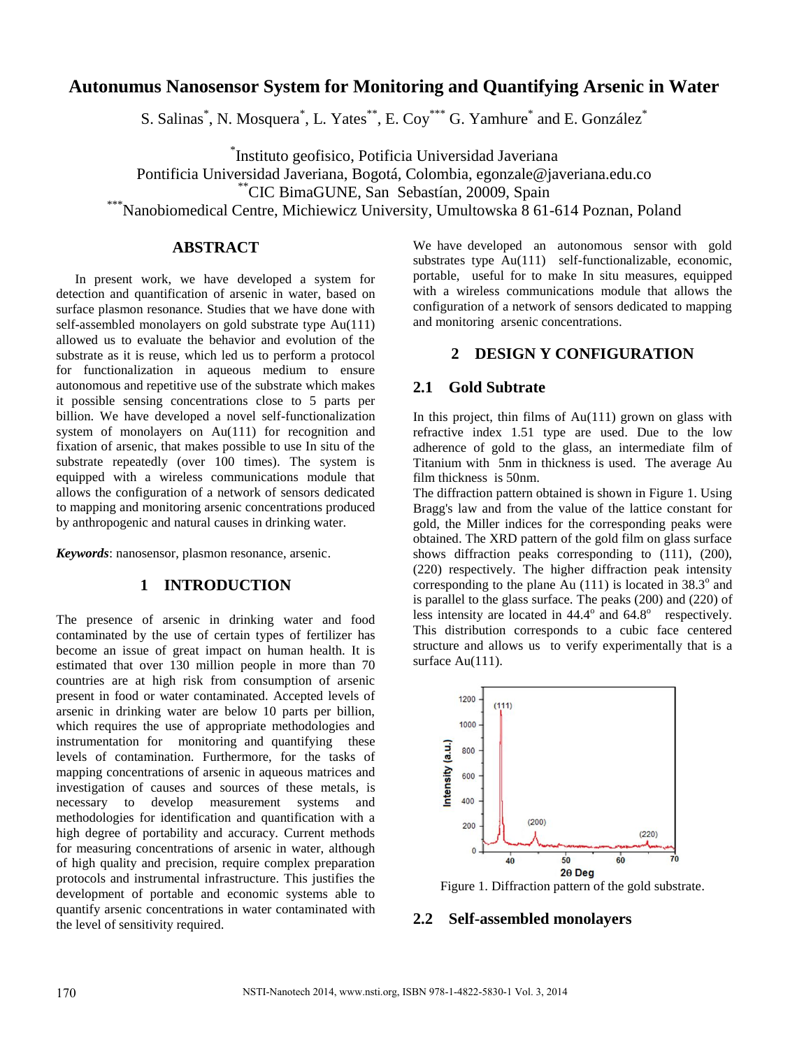# Autonumus Nanosensor System for Monitoring and Quantifying Arsenic in Water

S. Salinas[*], N. Mosquera[*], L. Yates[**], E. Coy[***] G. Yamhure[*] and E. González[*]

[*]Instituto geofisico, Potificia Universidad Javeriana
Pontificia Universidad Javeriana, Bogotá, Colombia, egonzale@javeriana.edu.co
[**]CIC BimaGUNE, San Sebastían, 20009, Spain
[***]Nanobiomedical Centre, Michiewicz University, Umultowska 8 61-614 Poznan, Poland

## ABSTRACT

In present work, we have developed a system for detection and quantification of arsenic in water, based on surface plasmon resonance. Studies that we have done with self-assembled monolayers on gold substrate type Au(111) allowed us to evaluate the behavior and evolution of the substrate as it is reuse, which led us to perform a protocol for functionalization in aqueous medium to ensure autonomous and repetitive use of the substrate which makes it possible sensing concentrations close to 5 parts per billion. We have developed a novel self-functionalization system of monolayers on Au(111) for recognition and fixation of arsenic, that makes possible to use In situ of the substrate repeatedly (over 100 times). The system is equipped with a wireless communications module that allows the configuration of a network of sensors dedicated to mapping and monitoring arsenic concentrations produced by anthropogenic and natural causes in drinking water.

***Keywords***: nanosensor, plasmon resonance, arsenic.

## 1 INTRODUCTION

The presence of arsenic in drinking water and food contaminated by the use of certain types of fertilizer has become an issue of great impact on human health. It is estimated that over 130 million people in more than 70 countries are at high risk from consumption of arsenic present in food or water contaminated. Accepted levels of arsenic in drinking water are below 10 parts per billion, which requires the use of appropriate methodologies and instrumentation for monitoring and quantifying these levels of contamination. Furthermore, for the tasks of mapping concentrations of arsenic in aqueous matrices and investigation of causes and sources of these metals, is necessary to develop measurement systems and methodologies for identification and quantification with a high degree of portability and accuracy. Current methods for measuring concentrations of arsenic in water, although of high quality and precision, require complex preparation protocols and instrumental infrastructure. This justifies the development of portable and economic systems able to quantify arsenic concentrations in water contaminated with the level of sensitivity required.

We have developed an autonomous sensor with gold substrates type Au(111) self-functionalizable, economic, portable, useful for to make In situ measures, equipped with a wireless communications module that allows the configuration of a network of sensors dedicated to mapping and monitoring arsenic concentrations.

## 2 DESIGN Y CONFIGURATION

### 2.1 Gold Subtrate

In this project, thin films of Au(111) grown on glass with refractive index 1.51 type are used. Due to the low adherence of gold to the glass, an intermediate film of Titanium with 5nm in thickness is used. The average Au film thickness is 50nm.

The diffraction pattern obtained is shown in Figure 1. Using Bragg's law and from the value of the lattice constant for gold, the Miller indices for the corresponding peaks were obtained. The XRD pattern of the gold film on glass surface shows diffraction peaks corresponding to (111), (200), (220) respectively. The higher diffraction peak intensity corresponding to the plane Au (111) is located in 38.3$^{o}$ and is parallel to the glass surface. The peaks (200) and (220) of less intensity are located in 44.4$^{o}$ and 64.8$^{o}$ respectively. This distribution corresponds to a cubic face centered structure and allows us to verify experimentally that is a surface Au(111).

Figure 1. Diffraction pattern of the gold substrate.

### 2.2 Self-assembled monolayers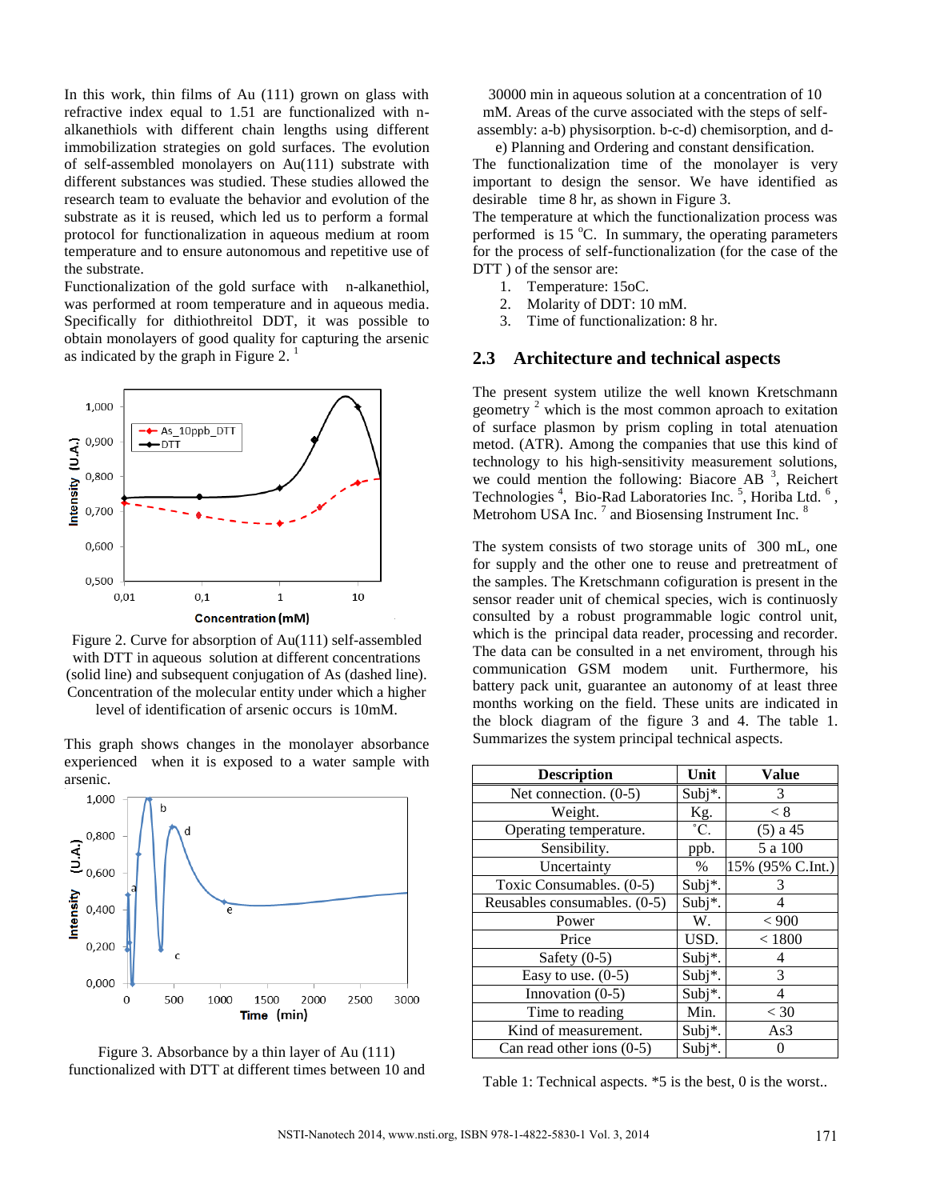In this work, thin films of Au (111) grown on glass with refractive index equal to 1.51 are functionalized with n-alkanethiols with different chain lengths using different immobilization strategies on gold surfaces. The evolution of self-assembled monolayers on Au(111) substrate with different substances was studied. These studies allowed the research team to evaluate the behavior and evolution of the substrate as it is reused, which led us to perform a formal protocol for functionalization in aqueous medium at room temperature and to ensure autonomous and repetitive use of the substrate.

Functionalization of the gold surface with n-alkanethiol, was performed at room temperature and in aqueous media. Specifically for dithiothreitol DDT, it was possible to obtain monolayers of good quality for capturing the arsenic as indicated by the graph in Figure 2. [1]

Figure 2. Curve for absorption of Au(111) self-assembled with DTT in aqueous solution at different concentrations (solid line) and subsequent conjugation of As (dashed line). Concentration of the molecular entity under which a higher level of identification of arsenic occurs is 10mM.

This graph shows changes in the monolayer absorbance experienced when it is exposed to a water sample with arsenic.

Figure 3. Absorbance by a thin layer of Au (111) functionalized with DTT at different times between 10 and 30000 min in aqueous solution at a concentration of 10 mM. Areas of the curve associated with the steps of self-assembly: a-b) physisorption. b-c-d) chemisorption, and d-e) Planning and Ordering and constant densification.

The functionalization time of the monolayer is very important to design the sensor. We have identified as desirable time 8 hr, as shown in Figure 3.

The temperature at which the functionalization process was performed is 15 °C. In summary, the operating parameters for the process of self-functionalization (for the case of the DTT ) of the sensor are:

1. Temperature: 15oC.
2. Molarity of DDT: 10 mM.
3. Time of functionalization: 8 hr.

## 2.3 Architecture and technical aspects

The present system utilize the well known Kretschmann geometry [2] which is the most common aproach to exitation of surface plasmon by prism copling in total atenuation metod. (ATR). Among the companies that use this kind of technology to his high-sensitivity measurement solutions, we could mention the following: Biacore AB [3], Reichert Technologies [4], Bio-Rad Laboratories Inc. [5], Horiba Ltd. [6], Metrohom USA Inc. [7] and Biosensing Instrument Inc. [8]

The system consists of two storage units of 300 mL, one for supply and the other one to reuse and pretreatment of the samples. The Kretschmann cofiguration is present in the sensor reader unit of chemical species, wich is continuosly consulted by a robust programmable logic control unit, which is the principal data reader, processing and recorder. The data can be consulted in a net enviroment, through his communication GSM modem unit. Furthermore, his battery pack unit, guarantee an autonomy of at least three months working on the field. These units are indicated in the block diagram of the figure 3 and 4. The table 1. Summarizes the system principal technical aspects.

| Description | Unit | Value |
|---|---|---|
| Net connection. (0-5) | Subj*. | 3 |
| Weight. | Kg. | < 8 |
| Operating temperature. | °C. | (5) a 45 |
| Sensibility. | ppb. | 5 a 100 |
| Uncertainty | % | 15% (95% C.Int.) |
| Toxic Consumables. (0-5) | Subj*. | 3 |
| Reusables consumables. (0-5) | Subj*. | 4 |
| Power | W. | < 900 |
| Price | USD. | < 1800 |
| Safety (0-5) | Subj*. | 4 |
| Easy to use. (0-5) | Subj*. | 3 |
| Innovation (0-5) | Subj*. | 4 |
| Time to reading | Min. | < 30 |
| Kind of measurement. | Subj*. | As3 |
| Can read other ions (0-5) | Subj*. | 0 |

Table 1: Technical aspects. *5 is the best, 0 is the worst..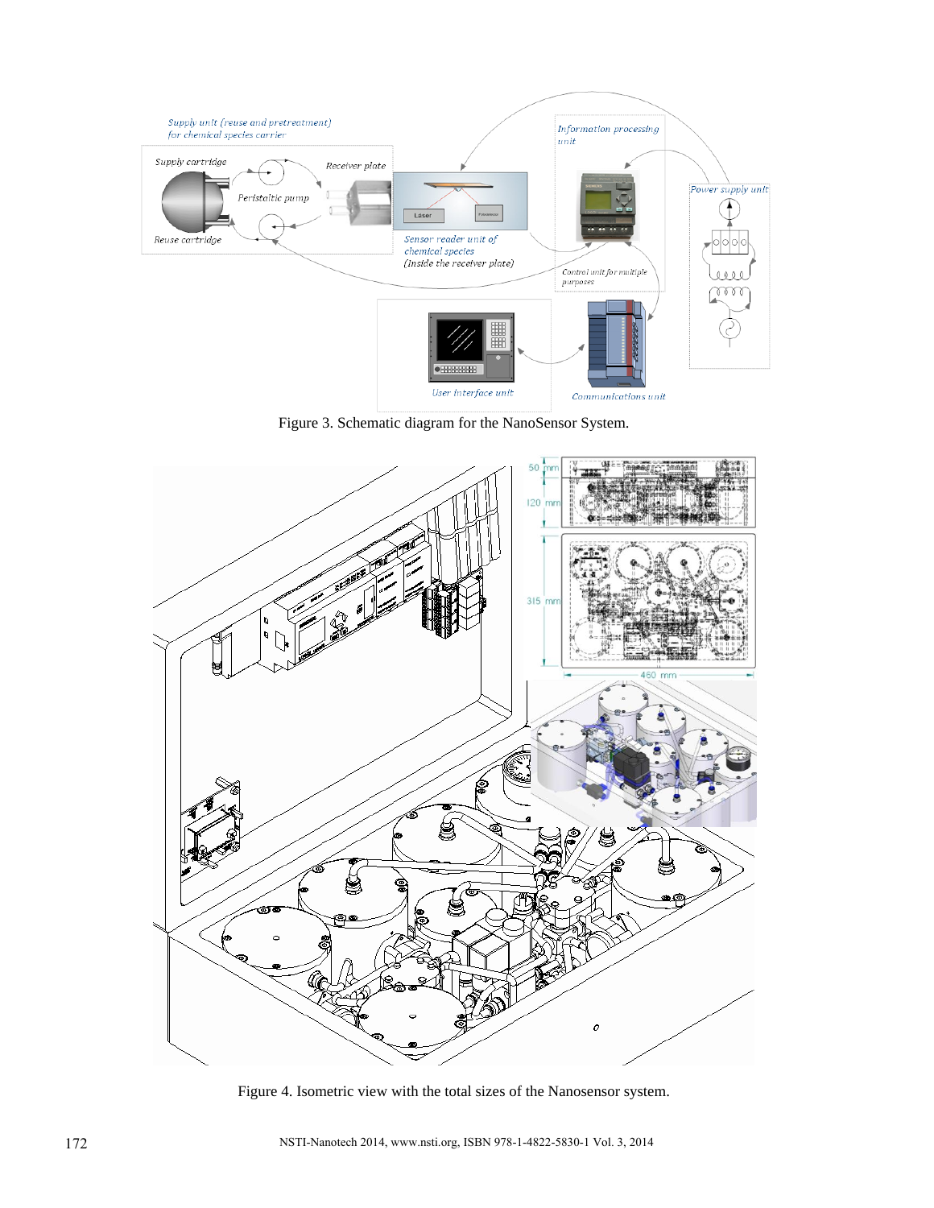Figure 3. Schematic diagram for the NanoSensor System.

Figure 4. Isometric view with the total sizes of the Nanosensor system.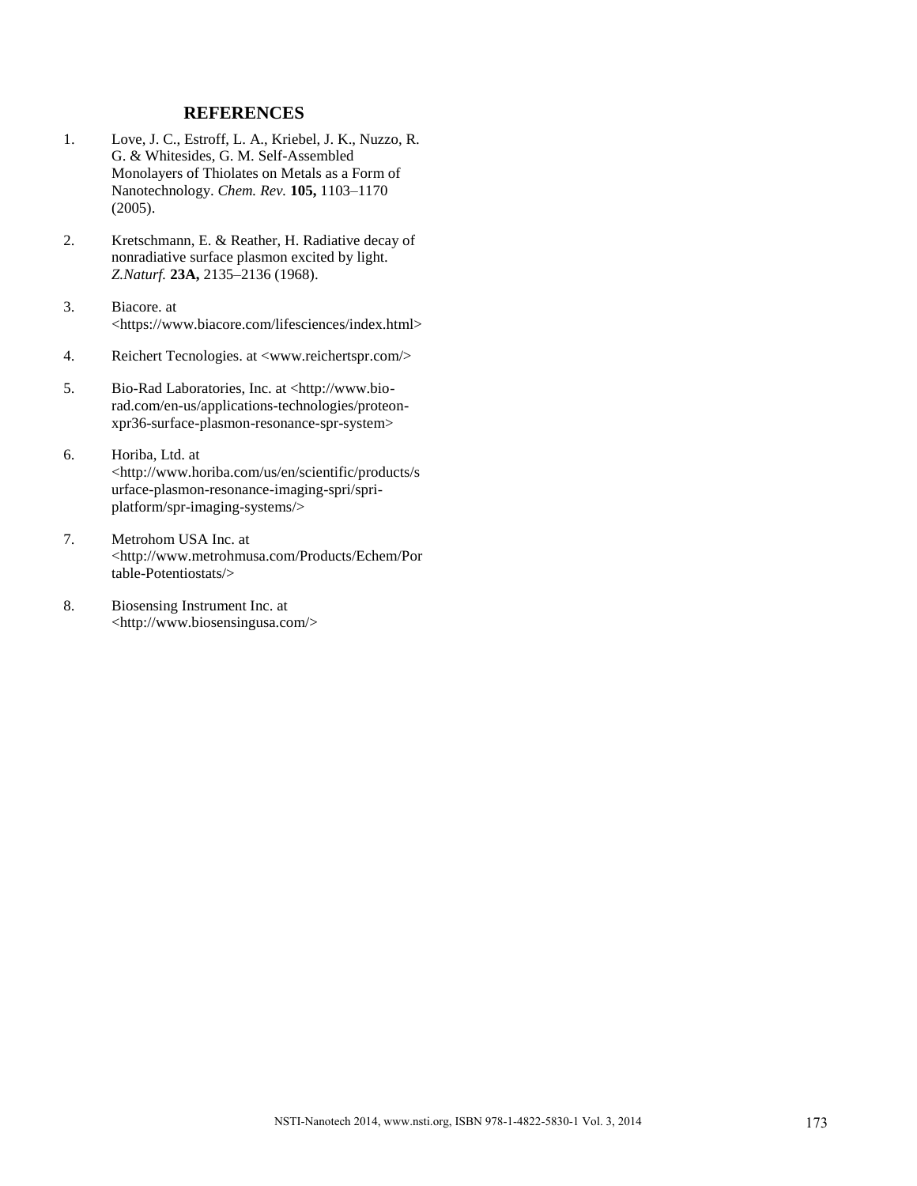## REFERENCES

1. Love, J. C., Estroff, L. A., Kriebel, J. K., Nuzzo, R. G. & Whitesides, G. M. Self-Assembled Monolayers of Thiolates on Metals as a Form of Nanotechnology. *Chem. Rev.* **105,** 1103–1170 (2005).

2. Kretschmann, E. & Reather, H. Radiative decay of nonradiative surface plasmon excited by light. *Z.Naturf.* **23A,** 2135–2136 (1968).

3. Biacore. at <https://www.biacore.com/lifesciences/index.html>

4. Reichert Tecnologies. at <www.reichertspr.com/>

5. Bio-Rad Laboratories, Inc. at <http://www.bio-rad.com/en-us/applications-technologies/proteon-xpr36-surface-plasmon-resonance-spr-system>

6. Horiba, Ltd. at <http://www.horiba.com/us/en/scientific/products/surface-plasmon-resonance-imaging-spri/spri-platform/spr-imaging-systems/>

7. Metrohom USA Inc. at <http://www.metrohmusa.com/Products/Echem/Portable-Potentiostats/>

8. Biosensing Instrument Inc. at <http://www.biosensingusa.com/>